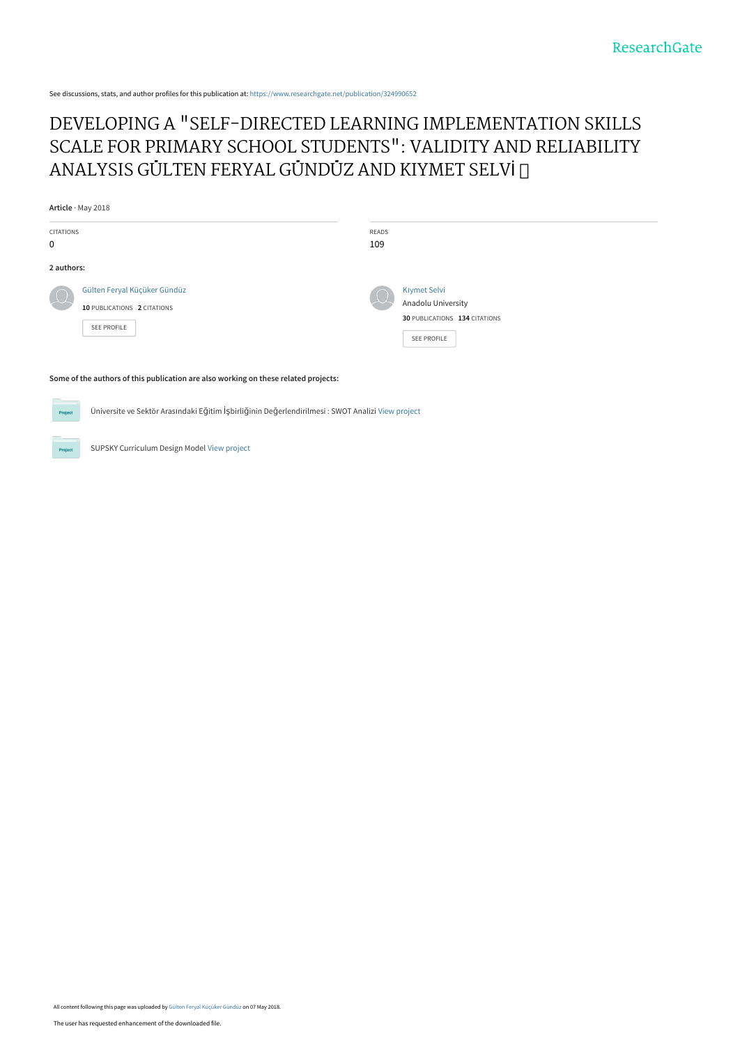See discussions, stats, and author profiles for this publication at: https://www.researchgate.net/publication/324990652

# DEVELOPING A "SELF-DIRECTED LEARNING IMPLEMENTATION SKILLS SCALE FOR PRIMARY SCHOOL STUDENTS": VALIDITY AND RELIABILITY ANALYSIS GÜLTEN FERYAL GÜNDÜZ AND KIYMET SELVİ

**Article** · May 2018

| CITATIONS | READS |
| --- | --- |
| 0 | 109 |

**2 authors:**

Gülten Feryal Küçüker Gündüz
10 PUBLICATIONS 2 CITATIONS
SEE PROFILE

Kıymet Selvi
Anadolu University
30 PUBLICATIONS 134 CITATIONS
SEE PROFILE

**Some of the authors of this publication are also working on these related projects:**

Üniversite ve Sektör Arasındaki Eğitim İşbirliğinin Değerlendirilmesi : SWOT Analizi View project

SUPSKY Curriculum Design Model View project

All content following this page was uploaded by Gülten Feryal Küçüker Gündüz on 07 May 2018.

The user has requested enhancement of the downloaded file.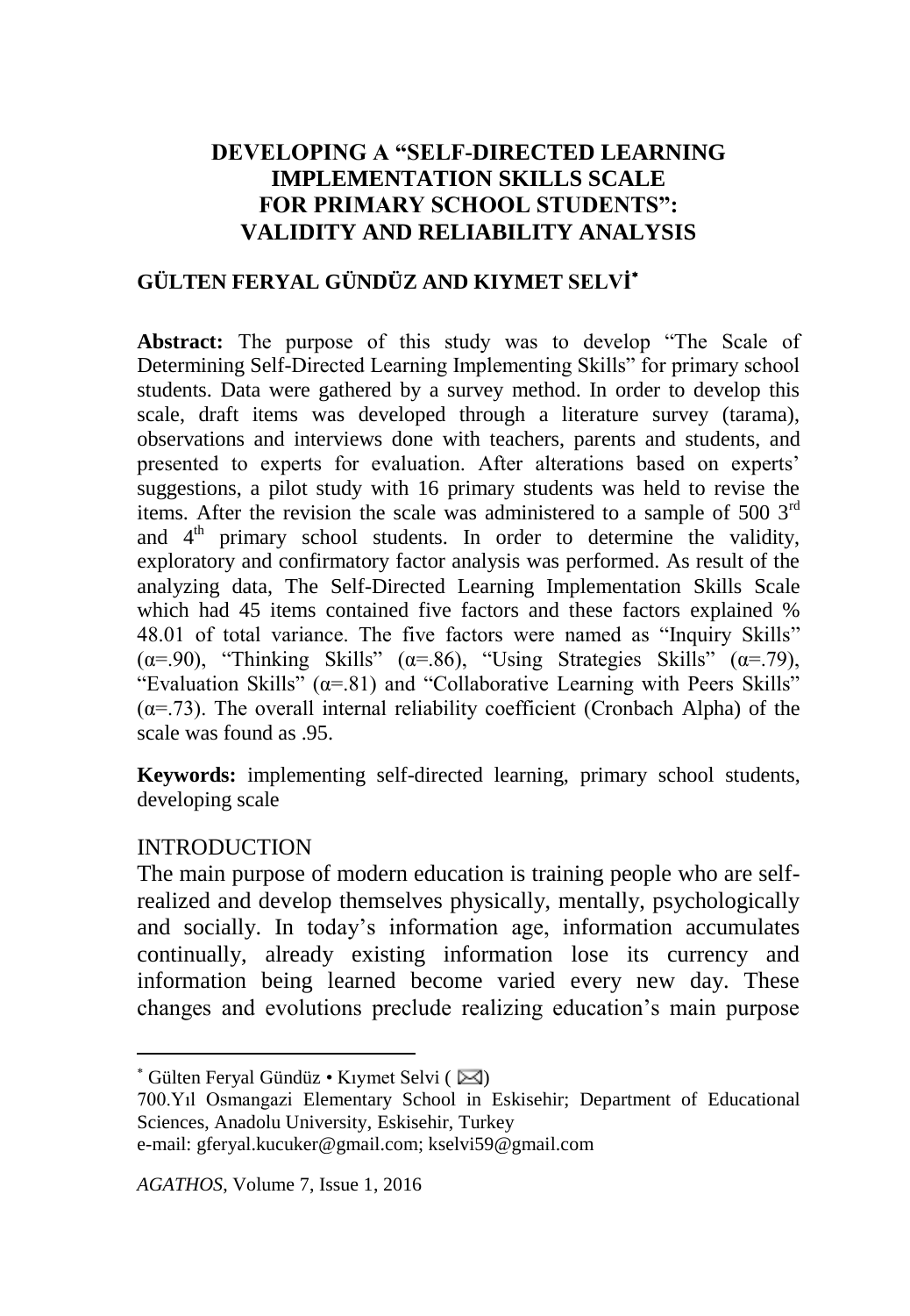# DEVELOPING A "SELF-DIRECTED LEARNING IMPLEMENTATION SKILLS SCALE FOR PRIMARY SCHOOL STUDENTS": VALIDITY AND RELIABILITY ANALYSIS

## GÜLTEN FERYAL GÜNDÜZ AND KIYMET SELVİ[*]

**Abstract:** The purpose of this study was to develop "The Scale of Determining Self-Directed Learning Implementing Skills" for primary school students. Data were gathered by a survey method. In order to develop this scale, draft items was developed through a literature survey (tarama), observations and interviews done with teachers, parents and students, and presented to experts for evaluation. After alterations based on experts' suggestions, a pilot study with 16 primary students was held to revise the items. After the revision the scale was administered to a sample of 500 3rd and 4th primary school students. In order to determine the validity, exploratory and confirmatory factor analysis was performed. As result of the analyzing data, The Self-Directed Learning Implementation Skills Scale which had 45 items contained five factors and these factors explained % 48.01 of total variance. The five factors were named as "Inquiry Skills" ($\alpha$=.90), "Thinking Skills" ($\alpha$=.86), "Using Strategies Skills" ($\alpha$=.79), "Evaluation Skills" ($\alpha$=.81) and "Collaborative Learning with Peers Skills" ($\alpha$=.73). The overall internal reliability coefficient (Cronbach Alpha) of the scale was found as .95.

**Keywords:** implementing self-directed learning, primary school students, developing scale

## INTRODUCTION

The main purpose of modern education is training people who are self-realized and develop themselves physically, mentally, psychologically and socially. In today's information age, information accumulates continually, already existing information lose its currency and information being learned become varied every new day. These changes and evolutions preclude realizing education's main purpose

---

[*] Gülten Feryal Gündüz • Kıymet Selvi ( ✉)
700.Yıl Osmangazi Elementary School in Eskisehir; Department of Educational Sciences, Anadolu University, Eskisehir, Turkey
e-mail: gferyal.kucuker@gmail.com; kselvi59@gmail.com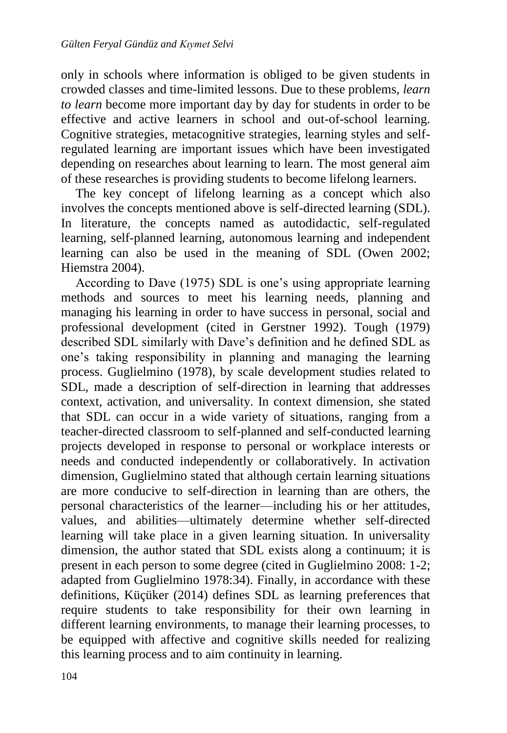only in schools where information is obliged to be given students in crowded classes and time-limited lessons. Due to these problems, *learn to learn* become more important day by day for students in order to be effective and active learners in school and out-of-school learning. Cognitive strategies, metacognitive strategies, learning styles and self-regulated learning are important issues which have been investigated depending on researches about learning to learn. The most general aim of these researches is providing students to become lifelong learners.

The key concept of lifelong learning as a concept which also involves the concepts mentioned above is self-directed learning (SDL). In literature, the concepts named as autodidactic, self-regulated learning, self-planned learning, autonomous learning and independent learning can also be used in the meaning of SDL (Owen 2002; Hiemstra 2004).

According to Dave (1975) SDL is one's using appropriate learning methods and sources to meet his learning needs, planning and managing his learning in order to have success in personal, social and professional development (cited in Gerstner 1992). Tough (1979) described SDL similarly with Dave's definition and he defined SDL as one's taking responsibility in planning and managing the learning process. Guglielmino (1978), by scale development studies related to SDL, made a description of self-direction in learning that addresses context, activation, and universality. In context dimension, she stated that SDL can occur in a wide variety of situations, ranging from a teacher-directed classroom to self-planned and self-conducted learning projects developed in response to personal or workplace interests or needs and conducted independently or collaboratively. In activation dimension, Guglielmino stated that although certain learning situations are more conducive to self-direction in learning than are others, the personal characteristics of the learner—including his or her attitudes, values, and abilities—ultimately determine whether self-directed learning will take place in a given learning situation. In universality dimension, the author stated that SDL exists along a continuum; it is present in each person to some degree (cited in Guglielmino 2008: 1-2; adapted from Guglielmino 1978:34). Finally, in accordance with these definitions, Küçüker (2014) defines SDL as learning preferences that require students to take responsibility for their own learning in different learning environments, to manage their learning processes, to be equipped with affective and cognitive skills needed for realizing this learning process and to aim continuity in learning.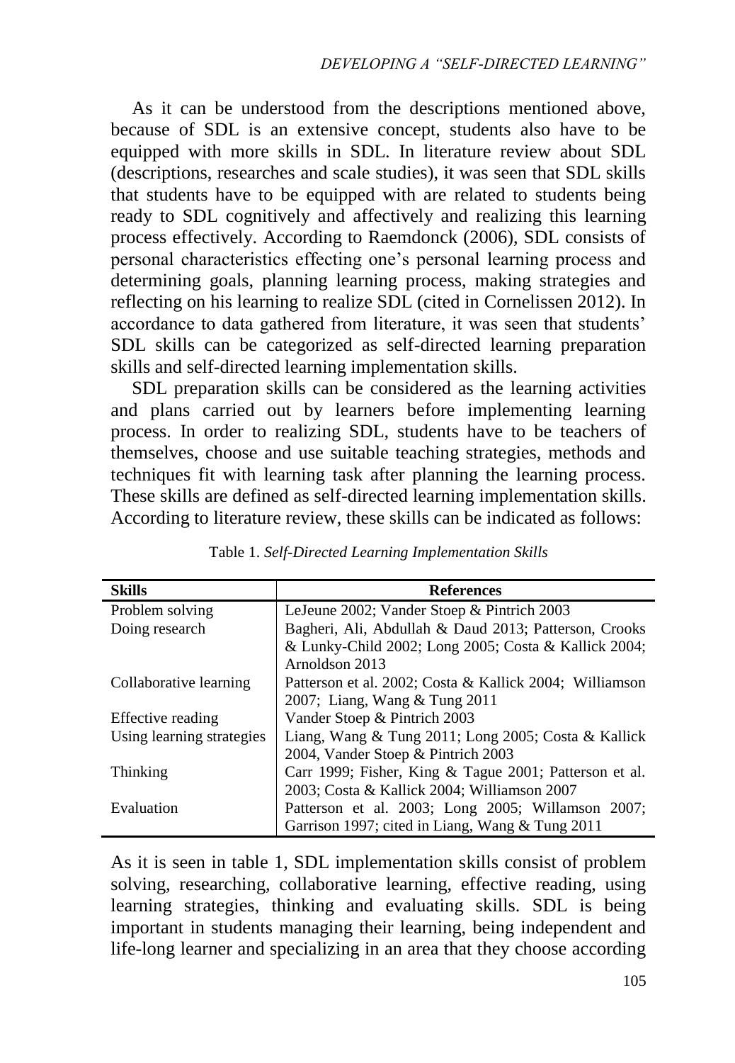As it can be understood from the descriptions mentioned above, because of SDL is an extensive concept, students also have to be equipped with more skills in SDL. In literature review about SDL (descriptions, researches and scale studies), it was seen that SDL skills that students have to be equipped with are related to students being ready to SDL cognitively and affectively and realizing this learning process effectively. According to Raemdonck (2006), SDL consists of personal characteristics effecting one's personal learning process and determining goals, planning learning process, making strategies and reflecting on his learning to realize SDL (cited in Cornelissen 2012). In accordance to data gathered from literature, it was seen that students' SDL skills can be categorized as self-directed learning preparation skills and self-directed learning implementation skills.

SDL preparation skills can be considered as the learning activities and plans carried out by learners before implementing learning process. In order to realizing SDL, students have to be teachers of themselves, choose and use suitable teaching strategies, methods and techniques fit with learning task after planning the learning process. These skills are defined as self-directed learning implementation skills. According to literature review, these skills can be indicated as follows:

Table 1. *Self-Directed Learning Implementation Skills*

| Skills | References |
|---|---|
| Problem solving | LeJeune 2002; Vander Stoep & Pintrich 2003 |
| Doing research | Bagheri, Ali, Abdullah & Daud 2013; Patterson, Crooks & Lunky-Child 2002; Long 2005; Costa & Kallick 2004; Arnoldson 2013 |
| Collaborative learning | Patterson et al. 2002; Costa & Kallick 2004; Williamson 2007; Liang, Wang & Tung 2011 |
| Effective reading | Vander Stoep & Pintrich 2003 |
| Using learning strategies | Liang, Wang & Tung 2011; Long 2005; Costa & Kallick 2004, Vander Stoep & Pintrich 2003 |
| Thinking | Carr 1999; Fisher, King & Tague 2001; Patterson et al. 2003; Costa & Kallick 2004; Williamson 2007 |
| Evaluation | Patterson et al. 2003; Long 2005; Willamson 2007; Garrison 1997; cited in Liang, Wang & Tung 2011 |

As it is seen in table 1, SDL implementation skills consist of problem solving, researching, collaborative learning, effective reading, using learning strategies, thinking and evaluating skills. SDL is being important in students managing their learning, being independent and life-long learner and specializing in an area that they choose according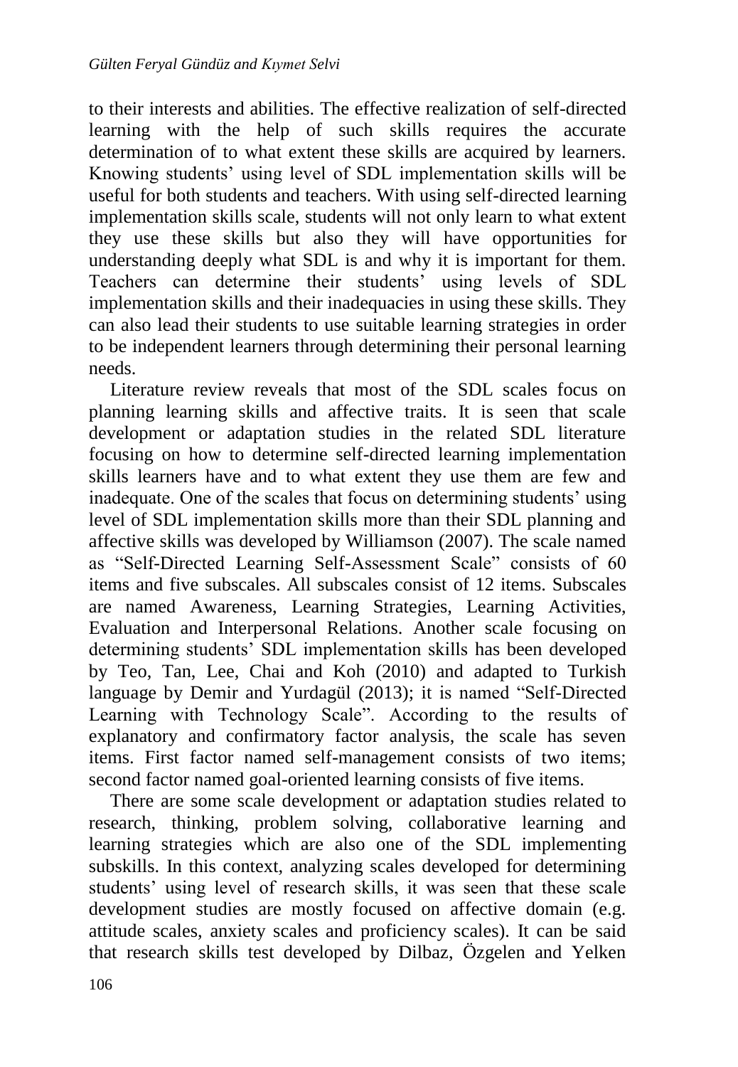to their interests and abilities. The effective realization of self-directed learning with the help of such skills requires the accurate determination of to what extent these skills are acquired by learners. Knowing students' using level of SDL implementation skills will be useful for both students and teachers. With using self-directed learning implementation skills scale, students will not only learn to what extent they use these skills but also they will have opportunities for understanding deeply what SDL is and why it is important for them. Teachers can determine their students' using levels of SDL implementation skills and their inadequacies in using these skills. They can also lead their students to use suitable learning strategies in order to be independent learners through determining their personal learning needs.

Literature review reveals that most of the SDL scales focus on planning learning skills and affective traits. It is seen that scale development or adaptation studies in the related SDL literature focusing on how to determine self-directed learning implementation skills learners have and to what extent they use them are few and inadequate. One of the scales that focus on determining students' using level of SDL implementation skills more than their SDL planning and affective skills was developed by Williamson (2007). The scale named as "Self-Directed Learning Self-Assessment Scale" consists of 60 items and five subscales. All subscales consist of 12 items. Subscales are named Awareness, Learning Strategies, Learning Activities, Evaluation and Interpersonal Relations. Another scale focusing on determining students' SDL implementation skills has been developed by Teo, Tan, Lee, Chai and Koh (2010) and adapted to Turkish language by Demir and Yurdagül (2013); it is named "Self-Directed Learning with Technology Scale". According to the results of explanatory and confirmatory factor analysis, the scale has seven items. First factor named self-management consists of two items; second factor named goal-oriented learning consists of five items.

There are some scale development or adaptation studies related to research, thinking, problem solving, collaborative learning and learning strategies which are also one of the SDL implementing subskills. In this context, analyzing scales developed for determining students' using level of research skills, it was seen that these scale development studies are mostly focused on affective domain (e.g. attitude scales, anxiety scales and proficiency scales). It can be said that research skills test developed by Dilbaz, Özgelen and Yelken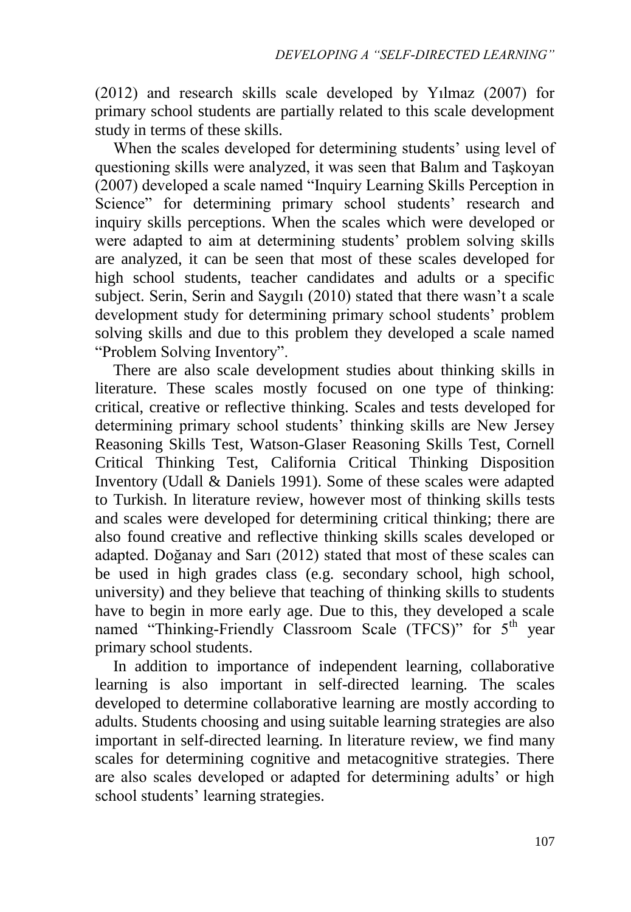(2012) and research skills scale developed by Yılmaz (2007) for primary school students are partially related to this scale development study in terms of these skills.

When the scales developed for determining students' using level of questioning skills were analyzed, it was seen that Balım and Taşkoyan (2007) developed a scale named "Inquiry Learning Skills Perception in Science" for determining primary school students' research and inquiry skills perceptions. When the scales which were developed or were adapted to aim at determining students' problem solving skills are analyzed, it can be seen that most of these scales developed for high school students, teacher candidates and adults or a specific subject. Serin, Serin and Saygılı (2010) stated that there wasn't a scale development study for determining primary school students' problem solving skills and due to this problem they developed a scale named "Problem Solving Inventory".

There are also scale development studies about thinking skills in literature. These scales mostly focused on one type of thinking: critical, creative or reflective thinking. Scales and tests developed for determining primary school students' thinking skills are New Jersey Reasoning Skills Test, Watson-Glaser Reasoning Skills Test, Cornell Critical Thinking Test, California Critical Thinking Disposition Inventory (Udall & Daniels 1991). Some of these scales were adapted to Turkish. In literature review, however most of thinking skills tests and scales were developed for determining critical thinking; there are also found creative and reflective thinking skills scales developed or adapted. Doğanay and Sarı (2012) stated that most of these scales can be used in high grades class (e.g. secondary school, high school, university) and they believe that teaching of thinking skills to students have to begin in more early age. Due to this, they developed a scale named "Thinking-Friendly Classroom Scale (TFCS)" for 5th year primary school students.

In addition to importance of independent learning, collaborative learning is also important in self-directed learning. The scales developed to determine collaborative learning are mostly according to adults. Students choosing and using suitable learning strategies are also important in self-directed learning. In literature review, we find many scales for determining cognitive and metacognitive strategies. There are also scales developed or adapted for determining adults' or high school students' learning strategies.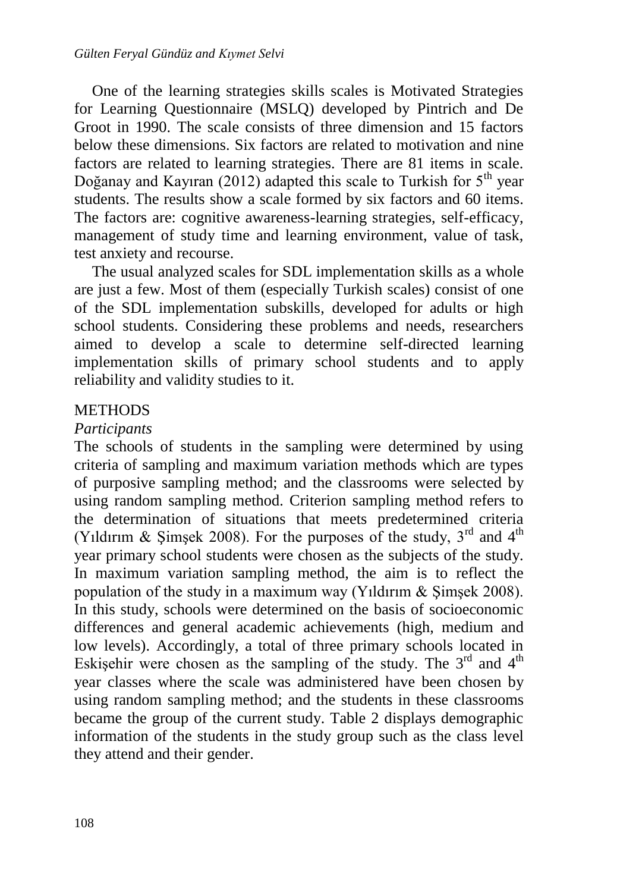One of the learning strategies skills scales is Motivated Strategies for Learning Questionnaire (MSLQ) developed by Pintrich and De Groot in 1990. The scale consists of three dimension and 15 factors below these dimensions. Six factors are related to motivation and nine factors are related to learning strategies. There are 81 items in scale. Doğanay and Kayıran (2012) adapted this scale to Turkish for 5th year students. The results show a scale formed by six factors and 60 items. The factors are: cognitive awareness-learning strategies, self-efficacy, management of study time and learning environment, value of task, test anxiety and recourse.

The usual analyzed scales for SDL implementation skills as a whole are just a few. Most of them (especially Turkish scales) consist of one of the SDL implementation subskills, developed for adults or high school students. Considering these problems and needs, researchers aimed to develop a scale to determine self-directed learning implementation skills of primary school students and to apply reliability and validity studies to it.

## METHODS

### *Participants*

The schools of students in the sampling were determined by using criteria of sampling and maximum variation methods which are types of purposive sampling method; and the classrooms were selected by using random sampling method. Criterion sampling method refers to the determination of situations that meets predetermined criteria (Yıldırım & Şimşek 2008). For the purposes of the study, 3rd and 4th year primary school students were chosen as the subjects of the study. In maximum variation sampling method, the aim is to reflect the population of the study in a maximum way (Yıldırım & Şimşek 2008). In this study, schools were determined on the basis of socioeconomic differences and general academic achievements (high, medium and low levels). Accordingly, a total of three primary schools located in Eskişehir were chosen as the sampling of the study. The 3rd and 4th year classes where the scale was administered have been chosen by using random sampling method; and the students in these classrooms became the group of the current study. Table 2 displays demographic information of the students in the study group such as the class level they attend and their gender.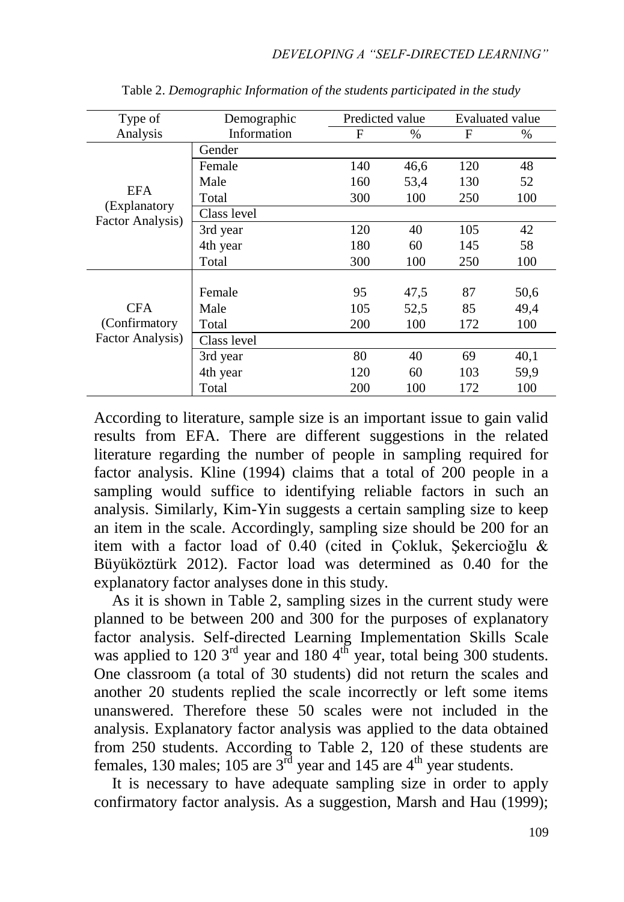Table 2. *Demographic Information of the students participated in the study*

| Type of Analysis | Demographic Information | Predicted value | | Evaluated value | |
|---|---|---|---|---|---|
| | | F | % | F | % |
| EFA (Explanatory Factor Analysis) | Gender | | | | |
| | Female | 140 | 46,6 | 120 | 48 |
| | Male | 160 | 53,4 | 130 | 52 |
| | Total | 300 | 100 | 250 | 100 |
| | Class level | | | | |
| | 3rd year | 120 | 40 | 105 | 42 |
| | 4th year | 180 | 60 | 145 | 58 |
| | Total | 300 | 100 | 250 | 100 |
| CFA (Confirmatory Factor Analysis) | | | | | |
| | Female | 95 | 47,5 | 87 | 50,6 |
| | Male | 105 | 52,5 | 85 | 49,4 |
| | Total | 200 | 100 | 172 | 100 |
| | Class level | | | | |
| | 3rd year | 80 | 40 | 69 | 40,1 |
| | 4th year | 120 | 60 | 103 | 59,9 |
| | Total | 200 | 100 | 172 | 100 |

According to literature, sample size is an important issue to gain valid results from EFA. There are different suggestions in the related literature regarding the number of people in sampling required for factor analysis. Kline (1994) claims that a total of 200 people in a sampling would suffice to identifying reliable factors in such an analysis. Similarly, Kim-Yin suggests a certain sampling size to keep an item in the scale. Accordingly, sampling size should be 200 for an item with a factor load of 0.40 (cited in Çokluk, Şekercioğlu & Büyüköztürk 2012). Factor load was determined as 0.40 for the explanatory factor analyses done in this study.

As it is shown in Table 2, sampling sizes in the current study were planned to be between 200 and 300 for the purposes of explanatory factor analysis. Self-directed Learning Implementation Skills Scale was applied to 120 3rd year and 180 4th year, total being 300 students. One classroom (a total of 30 students) did not return the scales and another 20 students replied the scale incorrectly or left some items unanswered. Therefore these 50 scales were not included in the analysis. Explanatory factor analysis was applied to the data obtained from 250 students. According to Table 2, 120 of these students are females, 130 males; 105 are 3rd year and 145 are 4th year students.

It is necessary to have adequate sampling size in order to apply confirmatory factor analysis. As a suggestion, Marsh and Hau (1999);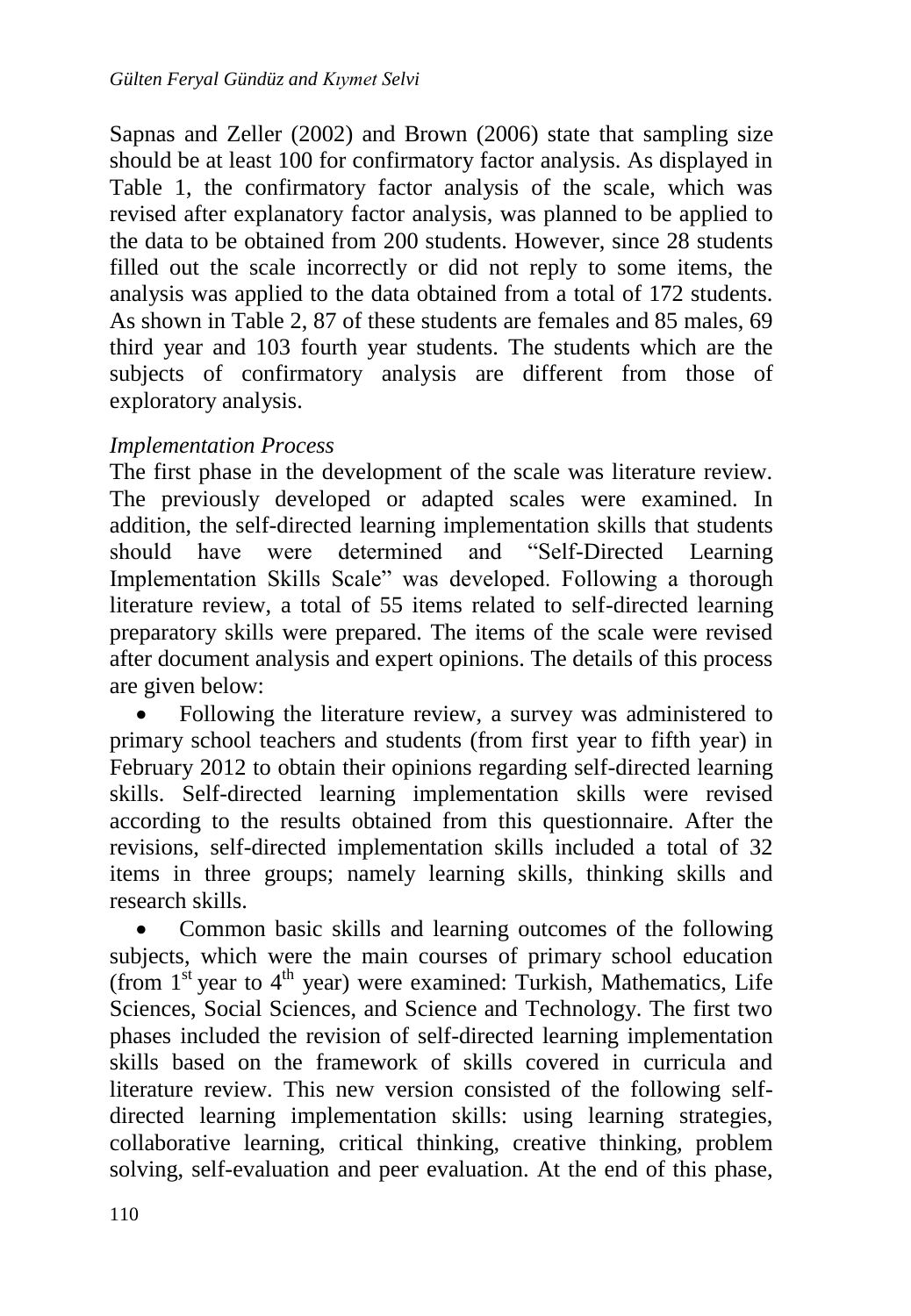Sapnas and Zeller (2002) and Brown (2006) state that sampling size should be at least 100 for confirmatory factor analysis. As displayed in Table 1, the confirmatory factor analysis of the scale, which was revised after explanatory factor analysis, was planned to be applied to the data to be obtained from 200 students. However, since 28 students filled out the scale incorrectly or did not reply to some items, the analysis was applied to the data obtained from a total of 172 students. As shown in Table 2, 87 of these students are females and 85 males, 69 third year and 103 fourth year students. The students which are the subjects of confirmatory analysis are different from those of exploratory analysis.

*Implementation Process*

The first phase in the development of the scale was literature review. The previously developed or adapted scales were examined. In addition, the self-directed learning implementation skills that students should have were determined and "Self-Directed Learning Implementation Skills Scale" was developed. Following a thorough literature review, a total of 55 items related to self-directed learning preparatory skills were prepared. The items of the scale were revised after document analysis and expert opinions. The details of this process are given below:

- Following the literature review, a survey was administered to primary school teachers and students (from first year to fifth year) in February 2012 to obtain their opinions regarding self-directed learning skills. Self-directed learning implementation skills were revised according to the results obtained from this questionnaire. After the revisions, self-directed implementation skills included a total of 32 items in three groups; namely learning skills, thinking skills and research skills.
- Common basic skills and learning outcomes of the following subjects, which were the main courses of primary school education (from 1st year to 4th year) were examined: Turkish, Mathematics, Life Sciences, Social Sciences, and Science and Technology. The first two phases included the revision of self-directed learning implementation skills based on the framework of skills covered in curricula and literature review. This new version consisted of the following self-directed learning implementation skills: using learning strategies, collaborative learning, critical thinking, creative thinking, problem solving, self-evaluation and peer evaluation. At the end of this phase,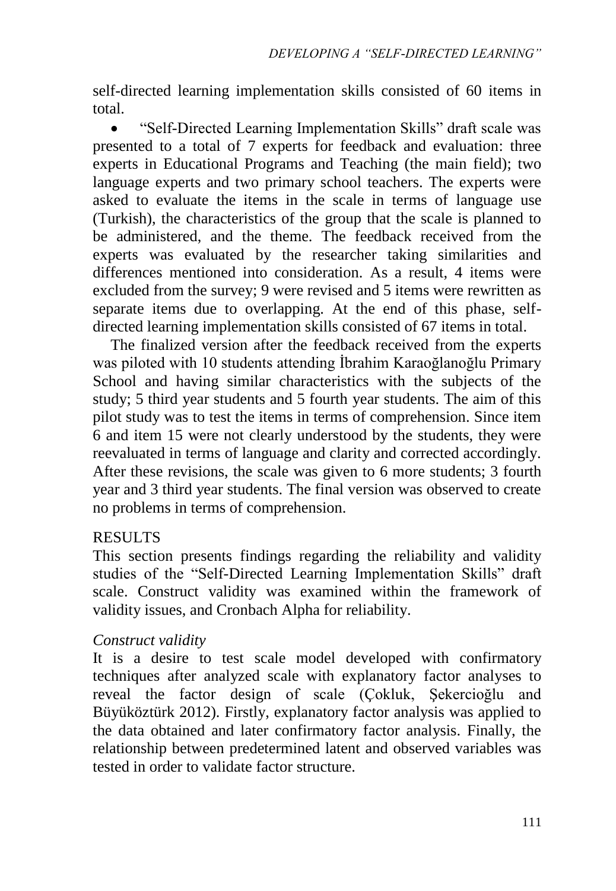self-directed learning implementation skills consisted of 60 items in total.

- "Self-Directed Learning Implementation Skills" draft scale was presented to a total of 7 experts for feedback and evaluation: three experts in Educational Programs and Teaching (the main field); two language experts and two primary school teachers. The experts were asked to evaluate the items in the scale in terms of language use (Turkish), the characteristics of the group that the scale is planned to be administered, and the theme. The feedback received from the experts was evaluated by the researcher taking similarities and differences mentioned into consideration. As a result, 4 items were excluded from the survey; 9 were revised and 5 items were rewritten as separate items due to overlapping. At the end of this phase, self-directed learning implementation skills consisted of 67 items in total.

The finalized version after the feedback received from the experts was piloted with 10 students attending İbrahim Karaoğlanoğlu Primary School and having similar characteristics with the subjects of the study; 5 third year students and 5 fourth year students. The aim of this pilot study was to test the items in terms of comprehension. Since item 6 and item 15 were not clearly understood by the students, they were reevaluated in terms of language and clarity and corrected accordingly. After these revisions, the scale was given to 6 more students; 3 fourth year and 3 third year students. The final version was observed to create no problems in terms of comprehension.

## RESULTS

This section presents findings regarding the reliability and validity studies of the "Self-Directed Learning Implementation Skills" draft scale. Construct validity was examined within the framework of validity issues, and Cronbach Alpha for reliability.

### *Construct validity*

It is a desire to test scale model developed with confirmatory techniques after analyzed scale with explanatory factor analyses to reveal the factor design of scale (Çokluk, Şekercioğlu and Büyüköztürk 2012). Firstly, explanatory factor analysis was applied to the data obtained and later confirmatory factor analysis. Finally, the relationship between predetermined latent and observed variables was tested in order to validate factor structure.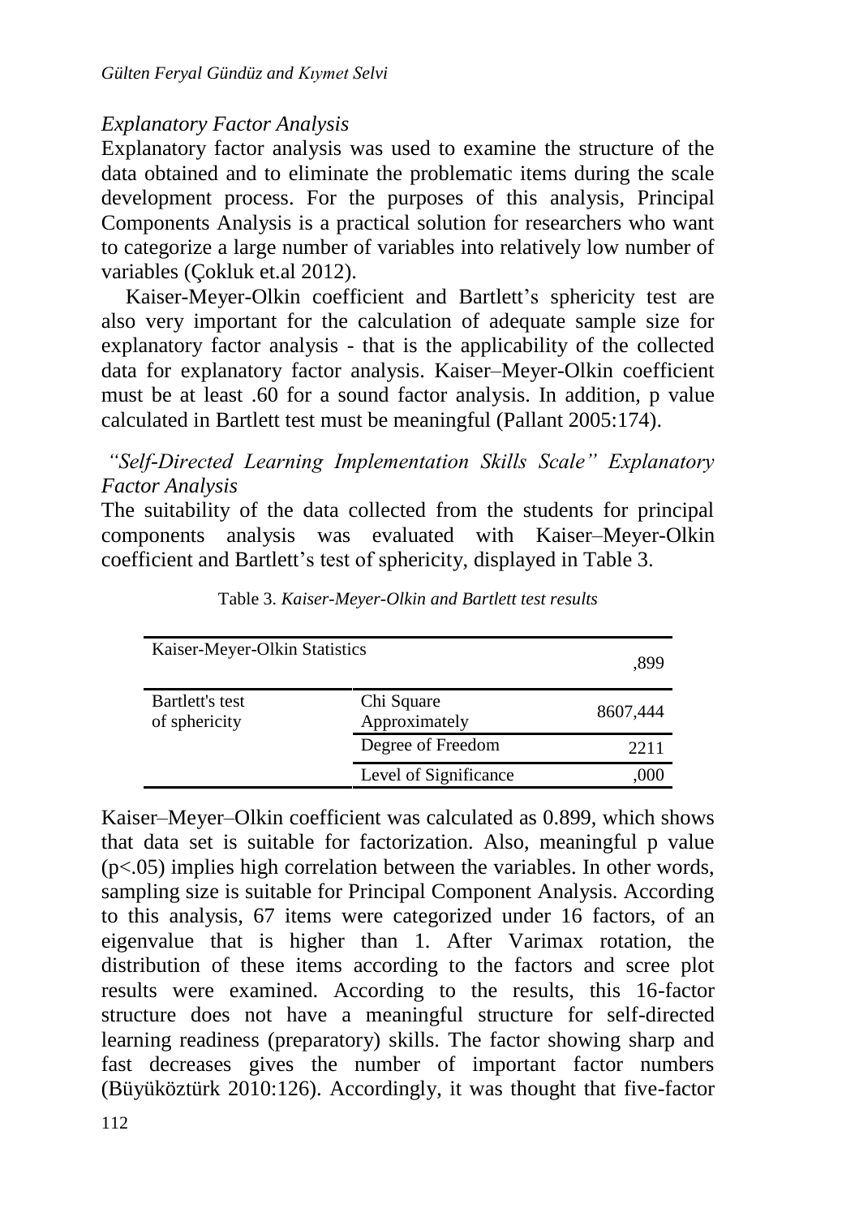### *Explanatory Factor Analysis*

Explanatory factor analysis was used to examine the structure of the data obtained and to eliminate the problematic items during the scale development process. For the purposes of this analysis, Principal Components Analysis is a practical solution for researchers who want to categorize a large number of variables into relatively low number of variables (Çokluk et.al 2012).

Kaiser-Meyer-Olkin coefficient and Bartlett's sphericity test are also very important for the calculation of adequate sample size for explanatory factor analysis - that is the applicability of the collected data for explanatory factor analysis. Kaiser–Meyer-Olkin coefficient must be at least .60 for a sound factor analysis. In addition, p value calculated in Bartlett test must be meaningful (Pallant 2005:174).

### *"Self-Directed Learning Implementation Skills Scale" Explanatory Factor Analysis*

The suitability of the data collected from the students for principal components analysis was evaluated with Kaiser–Meyer-Olkin coefficient and Bartlett's test of sphericity, displayed in Table 3.

Table 3. *Kaiser-Meyer-Olkin and Bartlett test results*

| Kaiser-Meyer-Olkin Statistics | | ,899 |
|---|---|---|
| Bartlett's test of sphericity | Chi Square Approximately | 8607,444 |
| | Degree of Freedom | 2211 |
| | Level of Significance | ,000 |

Kaiser–Meyer–Olkin coefficient was calculated as 0.899, which shows that data set is suitable for factorization. Also, meaningful p value ($p<.05$) implies high correlation between the variables. In other words, sampling size is suitable for Principal Component Analysis. According to this analysis, 67 items were categorized under 16 factors, of an eigenvalue that is higher than 1. After Varimax rotation, the distribution of these items according to the factors and scree plot results were examined. According to the results, this 16-factor structure does not have a meaningful structure for self-directed learning readiness (preparatory) skills. The factor showing sharp and fast decreases gives the number of important factor numbers (Büyüköztürk 2010:126). Accordingly, it was thought that five-factor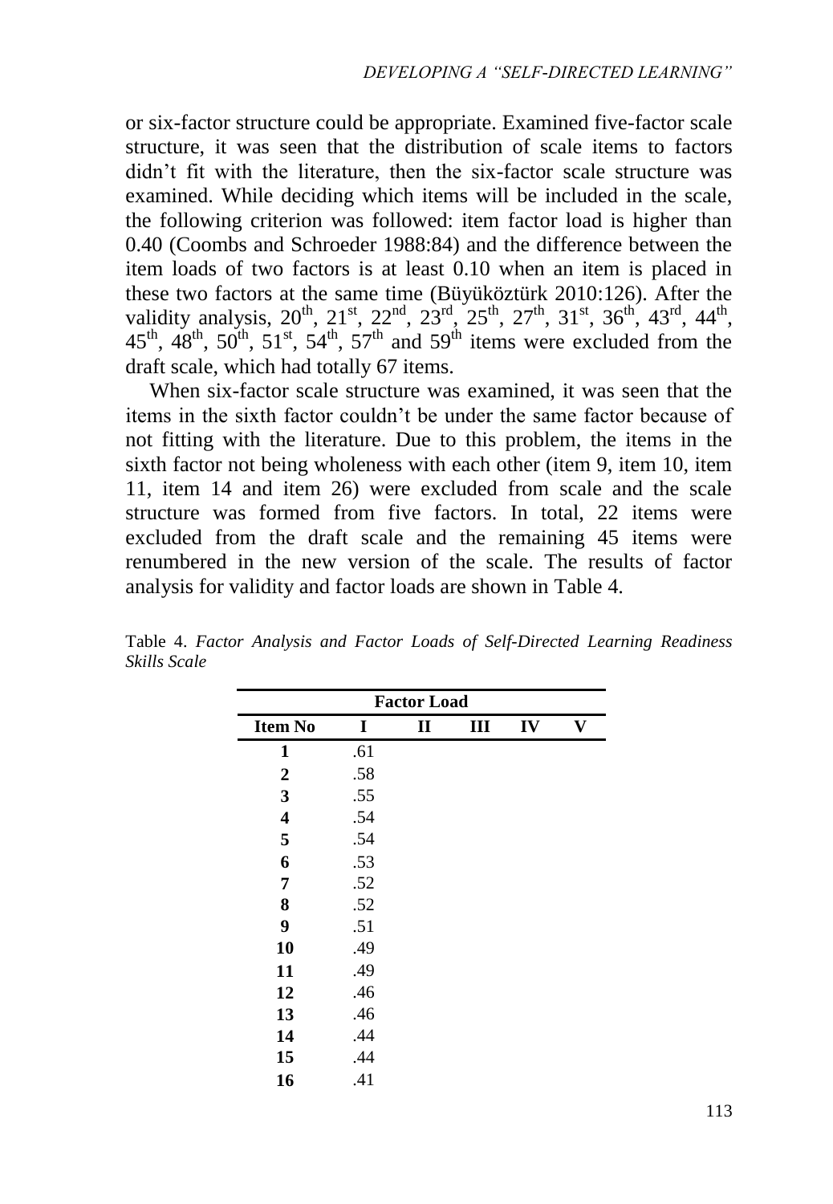or six-factor structure could be appropriate. Examined five-factor scale structure, it was seen that the distribution of scale items to factors didn't fit with the literature, then the six-factor scale structure was examined. While deciding which items will be included in the scale, the following criterion was followed: item factor load is higher than 0.40 (Coombs and Schroeder 1988:84) and the difference between the item loads of two factors is at least 0.10 when an item is placed in these two factors at the same time (Büyüköztürk 2010:126). After the validity analysis, 20th, 21st, 22nd, 23rd, 25th, 27th, 31st, 36th, 43rd, 44th, 45th, 48th, 50th, 51st, 54th, 57th and 59th items were excluded from the draft scale, which had totally 67 items.

When six-factor scale structure was examined, it was seen that the items in the sixth factor couldn't be under the same factor because of not fitting with the literature. Due to this problem, the items in the sixth factor not being wholeness with each other (item 9, item 10, item 11, item 14 and item 26) were excluded from scale and the scale structure was formed from five factors. In total, 22 items were excluded from the draft scale and the remaining 45 items were renumbered in the new version of the scale. The results of factor analysis for validity and factor loads are shown in Table 4.

Table 4. *Factor Analysis and Factor Loads of Self-Directed Learning Readiness Skills Scale*

| | Factor Load | | | | |
|---|---|---|---|---|---|
| **Item No** | **I** | **II** | **III** | **IV** | **V** |
| **1** | .61 | | | | |
| **2** | .58 | | | | |
| **3** | .55 | | | | |
| **4** | .54 | | | | |
| **5** | .54 | | | | |
| **6** | .53 | | | | |
| **7** | .52 | | | | |
| **8** | .52 | | | | |
| **9** | .51 | | | | |
| **10** | .49 | | | | |
| **11** | .49 | | | | |
| **12** | .46 | | | | |
| **13** | .46 | | | | |
| **14** | .44 | | | | |
| **15** | .44 | | | | |
| **16** | .41 | | | | |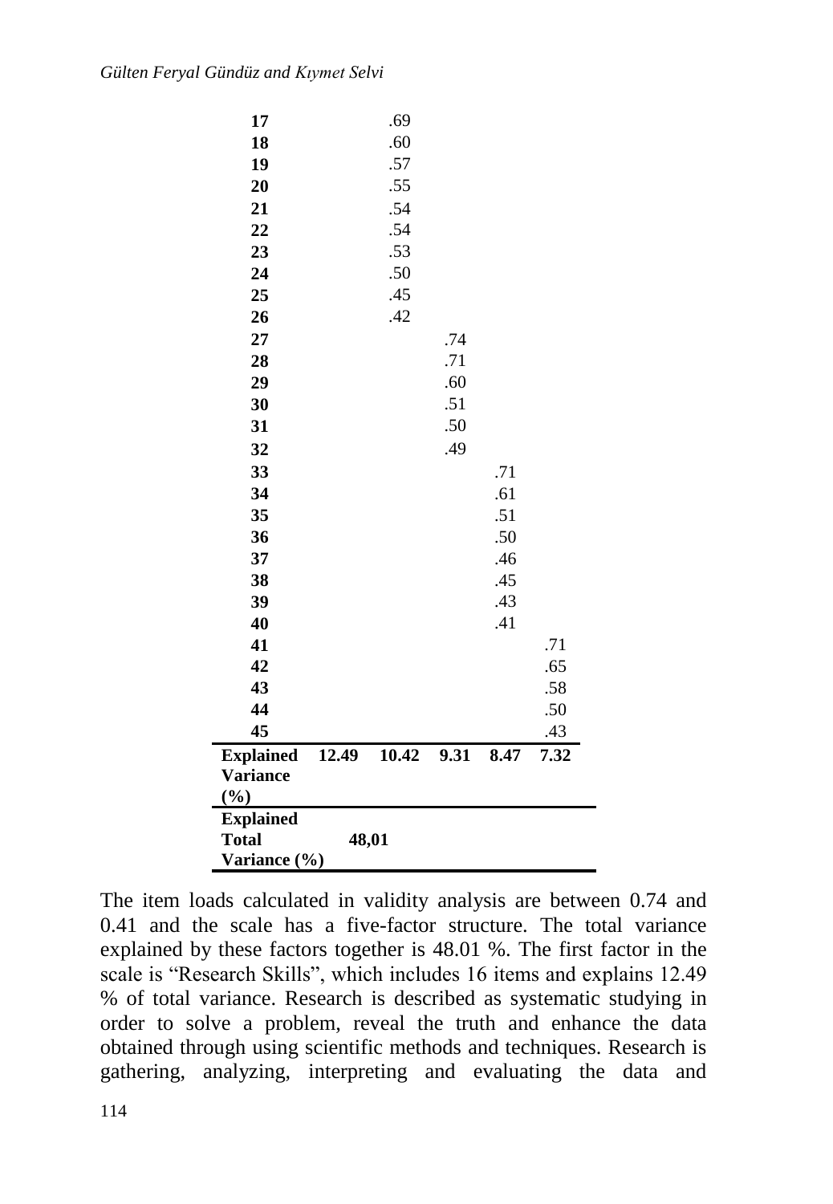| | | | | | |
|---|---|---|---|---|---|
| **17** | | .69 | | | |
| **18** | | .60 | | | |
| **19** | | .57 | | | |
| **20** | | .55 | | | |
| **21** | | .54 | | | |
| **22** | | .54 | | | |
| **23** | | .53 | | | |
| **24** | | .50 | | | |
| **25** | | .45 | | | |
| **26** | | .42 | | | |
| **27** | | | .74 | | |
| **28** | | | .71 | | |
| **29** | | | .60 | | |
| **30** | | | .51 | | |
| **31** | | | .50 | | |
| **32** | | | .49 | | |
| **33** | | | | .71 | |
| **34** | | | | .61 | |
| **35** | | | | .51 | |
| **36** | | | | .50 | |
| **37** | | | | .46 | |
| **38** | | | | .45 | |
| **39** | | | | .43 | |
| **40** | | | | .41 | |
| **41** | | | | | .71 |
| **42** | | | | | .65 |
| **43** | | | | | .58 |
| **44** | | | | | .50 |
| **45** | | | | | .43 |
| **Explained Variance (%)** | **12.49** | **10.42** | **9.31** | **8.47** | **7.32** |
| **Explained Total Variance (%)** | **48,01** | | | | |

The item loads calculated in validity analysis are between 0.74 and 0.41 and the scale has a five-factor structure. The total variance explained by these factors together is 48.01 %. The first factor in the scale is "Research Skills", which includes 16 items and explains 12.49 % of total variance. Research is described as systematic studying in order to solve a problem, reveal the truth and enhance the data obtained through using scientific methods and techniques. Research is gathering, analyzing, interpreting and evaluating the data and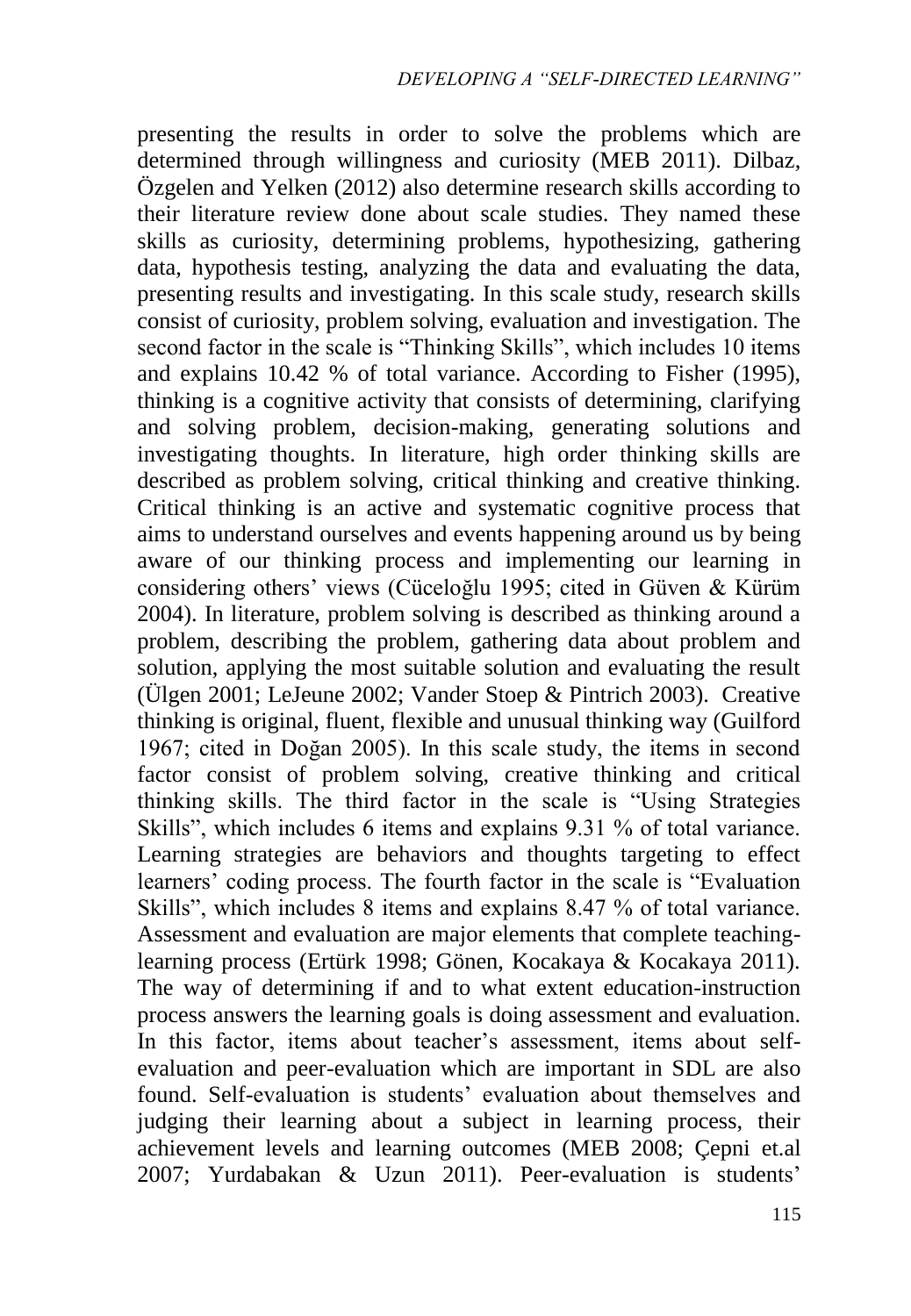presenting the results in order to solve the problems which are determined through willingness and curiosity (MEB 2011). Dilbaz, Özgelen and Yelken (2012) also determine research skills according to their literature review done about scale studies. They named these skills as curiosity, determining problems, hypothesizing, gathering data, hypothesis testing, analyzing the data and evaluating the data, presenting results and investigating. In this scale study, research skills consist of curiosity, problem solving, evaluation and investigation. The second factor in the scale is "Thinking Skills", which includes 10 items and explains 10.42 % of total variance. According to Fisher (1995), thinking is a cognitive activity that consists of determining, clarifying and solving problem, decision-making, generating solutions and investigating thoughts. In literature, high order thinking skills are described as problem solving, critical thinking and creative thinking. Critical thinking is an active and systematic cognitive process that aims to understand ourselves and events happening around us by being aware of our thinking process and implementing our learning in considering others' views (Cüceloğlu 1995; cited in Güven & Kürüm 2004). In literature, problem solving is described as thinking around a problem, describing the problem, gathering data about problem and solution, applying the most suitable solution and evaluating the result (Ülgen 2001; LeJeune 2002; Vander Stoep & Pintrich 2003). Creative thinking is original, fluent, flexible and unusual thinking way (Guilford 1967; cited in Doğan 2005). In this scale study, the items in second factor consist of problem solving, creative thinking and critical thinking skills. The third factor in the scale is "Using Strategies Skills", which includes 6 items and explains 9.31 % of total variance. Learning strategies are behaviors and thoughts targeting to effect learners' coding process. The fourth factor in the scale is "Evaluation Skills", which includes 8 items and explains 8.47 % of total variance. Assessment and evaluation are major elements that complete teaching-learning process (Ertürk 1998; Gönen, Kocakaya & Kocakaya 2011). The way of determining if and to what extent education-instruction process answers the learning goals is doing assessment and evaluation. In this factor, items about teacher's assessment, items about self-evaluation and peer-evaluation which are important in SDL are also found. Self-evaluation is students' evaluation about themselves and judging their learning about a subject in learning process, their achievement levels and learning outcomes (MEB 2008; Çepni et.al 2007; Yurdabakan & Uzun 2011). Peer-evaluation is students'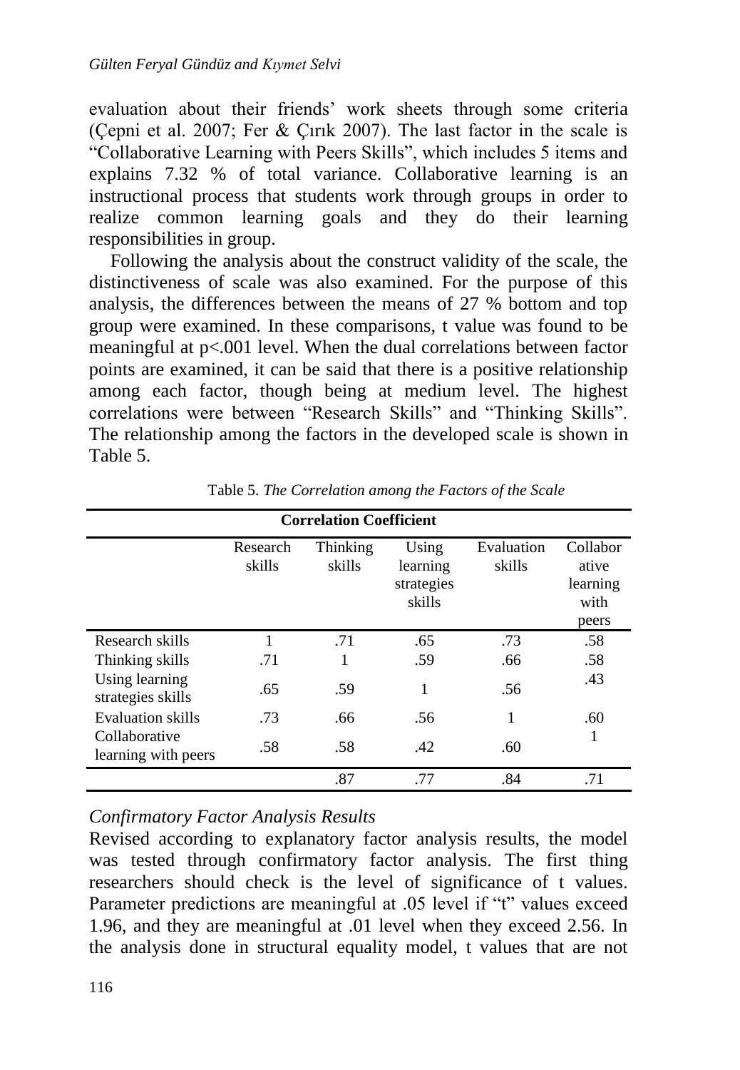evaluation about their friends' work sheets through some criteria (Çepni et al. 2007; Fer & Çırık 2007). The last factor in the scale is "Collaborative Learning with Peers Skills", which includes 5 items and explains 7.32 % of total variance. Collaborative learning is an instructional process that students work through groups in order to realize common learning goals and they do their learning responsibilities in group.

Following the analysis about the construct validity of the scale, the distinctiveness of scale was also examined. For the purpose of this analysis, the differences between the means of 27 % bottom and top group were examined. In these comparisons, t value was found to be meaningful at p<.001 level. When the dual correlations between factor points are examined, it can be said that there is a positive relationship among each factor, though being at medium level. The highest correlations were between "Research Skills" and "Thinking Skills". The relationship among the factors in the developed scale is shown in Table 5.

Table 5. *The Correlation among the Factors of the Scale*

| Correlation Coefficient | | | | | |
|---|---|---|---|---|---|
| | Research skills | Thinking skills | Using learning strategies skills | Evaluation skills | Collaborative learning with peers |
| Research skills | 1 | .71 | .65 | .73 | .58 |
| Thinking skills | .71 | 1 | .59 | .66 | .58 |
| Using learning strategies skills | .65 | .59 | 1 | .56 | .43 |
| Evaluation skills | .73 | .66 | .56 | 1 | .60 |
| Collaborative learning with peers | .58 | .58 | .42 | .60 | 1 |
| | | .87 | .77 | .84 | .71 |

*Confirmatory Factor Analysis Results*

Revised according to explanatory factor analysis results, the model was tested through confirmatory factor analysis. The first thing researchers should check is the level of significance of t values. Parameter predictions are meaningful at .05 level if "t" values exceed 1.96, and they are meaningful at .01 level when they exceed 2.56. In the analysis done in structural equality model, t values that are not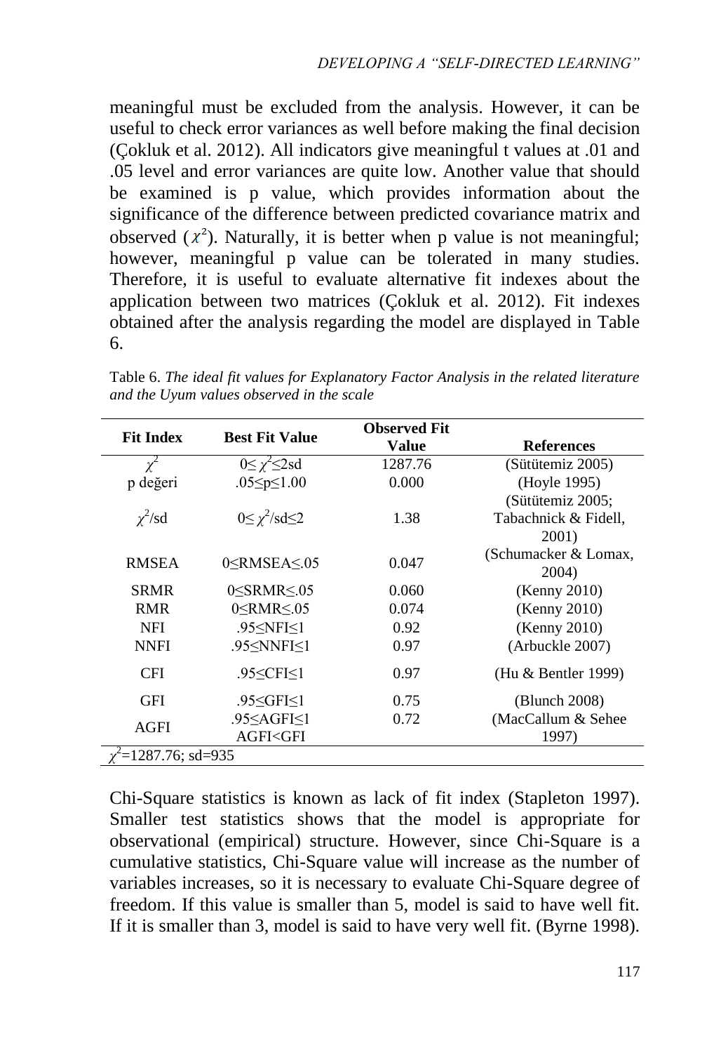meaningful must be excluded from the analysis. However, it can be useful to check error variances as well before making the final decision (Çokluk et al. 2012). All indicators give meaningful t values at .01 and .05 level and error variances are quite low. Another value that should be examined is p value, which provides information about the significance of the difference between predicted covariance matrix and observed ($\chi^2$). Naturally, it is better when p value is not meaningful; however, meaningful p value can be tolerated in many studies. Therefore, it is useful to evaluate alternative fit indexes about the application between two matrices (Çokluk et al. 2012). Fit indexes obtained after the analysis regarding the model are displayed in Table 6.

Table 6. *The ideal fit values for Explanatory Factor Analysis in the related literature and the Uyum values observed in the scale*

| Fit Index | Best Fit Value | Observed Fit Value | References |
|---|---|---|---|
| $\chi^2$ | $0 \leq \chi^2 \leq 2sd$ | 1287.76 | (Sütütemiz 2005) |
| p değeri | $.05 \leq p \leq 1.00$ | 0.000 | (Hoyle 1995) |
| $\chi^2/sd$ | $0 \leq \chi^2/sd \leq 2$ | 1.38 | (Sütütemiz 2005; Tabachnick & Fidell, 2001) |
| RMSEA | $0 \leq RMSEA \leq .05$ | 0.047 | (Schumacker & Lomax, 2004) |
| SRMR | $0 \leq SRMR \leq .05$ | 0.060 | (Kenny 2010) |
| RMR | $0 \leq RMR \leq .05$ | 0.074 | (Kenny 2010) |
| NFI | $.95 \leq NFI \leq 1$ | 0.92 | (Kenny 2010) |
| NNFI | $.95 \leq NNFI \leq 1$ | 0.97 | (Arbuckle 2007) |
| CFI | $.95 \leq CFI \leq 1$ | 0.97 | (Hu & Bentler 1999) |
| GFI | $.95 \leq GFI \leq 1$ | 0.75 | (Blunch 2008) |
| AGFI | $.95 \leq AGFI \leq 1$ AGFI<GFI | 0.72 | (MacCallum & Sehee 1997) |

$\chi^2$=1287.76; sd=935

Chi-Square statistics is known as lack of fit index (Stapleton 1997). Smaller test statistics shows that the model is appropriate for observational (empirical) structure. However, since Chi-Square is a cumulative statistics, Chi-Square value will increase as the number of variables increases, so it is necessary to evaluate Chi-Square degree of freedom. If this value is smaller than 5, model is said to have well fit. If it is smaller than 3, model is said to have very well fit. (Byrne 1998).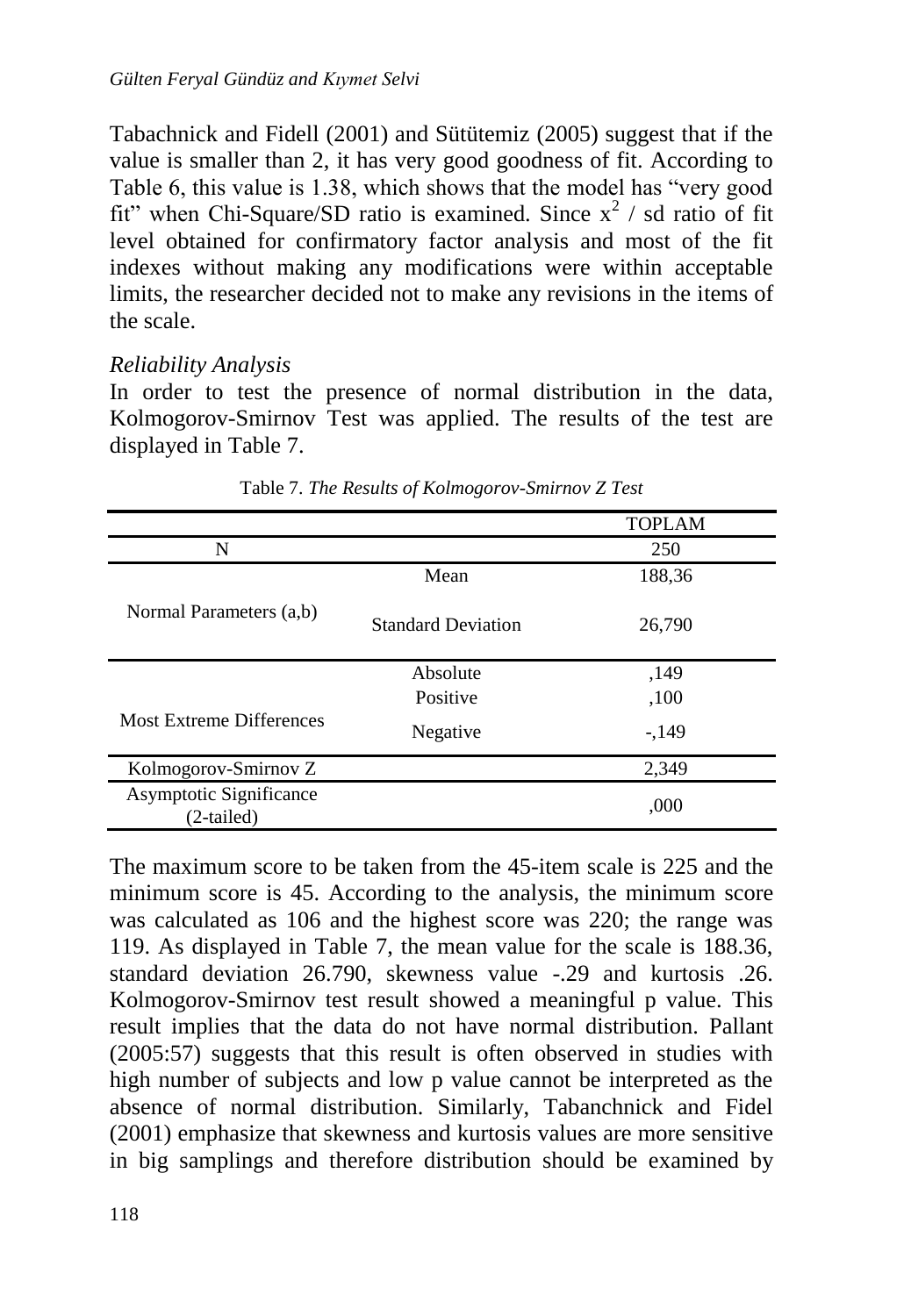Tabachnick and Fidell (2001) and Sütütemiz (2005) suggest that if the value is smaller than 2, it has very good goodness of fit. According to Table 6, this value is 1.38, which shows that the model has "very good fit" when Chi-Square/SD ratio is examined. Since $x^2$ / sd ratio of fit level obtained for confirmatory factor analysis and most of the fit indexes without making any modifications were within acceptable limits, the researcher decided not to make any revisions in the items of the scale.

*Reliability Analysis*

In order to test the presence of normal distribution in the data, Kolmogorov-Smirnov Test was applied. The results of the test are displayed in Table 7.

Table 7. *The Results of Kolmogorov-Smirnov Z Test*

| | | TOPLAM |
|---|---|---|
| N | | 250 |
| Normal Parameters (a,b) | Mean | 188,36 |
| | Standard Deviation | 26,790 |
| Most Extreme Differences | Absolute | ,149 |
| | Positive | ,100 |
| | Negative | -,149 |
| Kolmogorov-Smirnov Z | | 2,349 |
| Asymptotic Significance (2-tailed) | | ,000 |

The maximum score to be taken from the 45-item scale is 225 and the minimum score is 45. According to the analysis, the minimum score was calculated as 106 and the highest score was 220; the range was 119. As displayed in Table 7, the mean value for the scale is 188.36, standard deviation 26.790, skewness value -.29 and kurtosis .26. Kolmogorov-Smirnov test result showed a meaningful p value. This result implies that the data do not have normal distribution. Pallant (2005:57) suggests that this result is often observed in studies with high number of subjects and low p value cannot be interpreted as the absence of normal distribution. Similarly, Tabanchnick and Fidel (2001) emphasize that skewness and kurtosis values are more sensitive in big samplings and therefore distribution should be examined by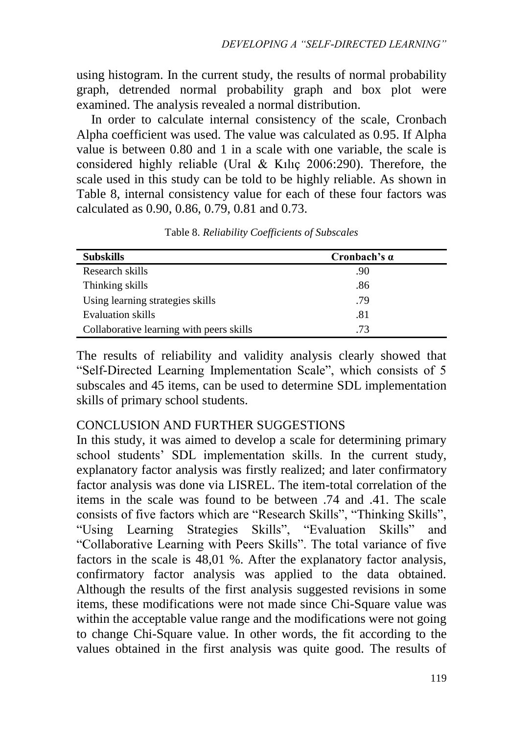using histogram. In the current study, the results of normal probability graph, detrended normal probability graph and box plot were examined. The analysis revealed a normal distribution.

In order to calculate internal consistency of the scale, Cronbach Alpha coefficient was used. The value was calculated as 0.95. If Alpha value is between 0.80 and 1 in a scale with one variable, the scale is considered highly reliable (Ural & Kılıç 2006:290). Therefore, the scale used in this study can be told to be highly reliable. As shown in Table 8, internal consistency value for each of these four factors was calculated as 0.90, 0.86, 0.79, 0.81 and 0.73.

Table 8. *Reliability Coefficients of Subscales*

| **Subskills** | **Cronbach's α** |
|---|---|
| Research skills | .90 |
| Thinking skills | .86 |
| Using learning strategies skills | .79 |
| Evaluation skills | .81 |
| Collaborative learning with peers skills | .73 |

The results of reliability and validity analysis clearly showed that "Self-Directed Learning Implementation Scale", which consists of 5 subscales and 45 items, can be used to determine SDL implementation skills of primary school students.

## CONCLUSION AND FURTHER SUGGESTIONS

In this study, it was aimed to develop a scale for determining primary school students' SDL implementation skills. In the current study, explanatory factor analysis was firstly realized; and later confirmatory factor analysis was done via LISREL. The item-total correlation of the items in the scale was found to be between .74 and .41. The scale consists of five factors which are "Research Skills", "Thinking Skills", "Using Learning Strategies Skills", "Evaluation Skills" and "Collaborative Learning with Peers Skills". The total variance of five factors in the scale is 48,01 %. After the explanatory factor analysis, confirmatory factor analysis was applied to the data obtained. Although the results of the first analysis suggested revisions in some items, these modifications were not made since Chi-Square value was within the acceptable value range and the modifications were not going to change Chi-Square value. In other words, the fit according to the values obtained in the first analysis was quite good. The results of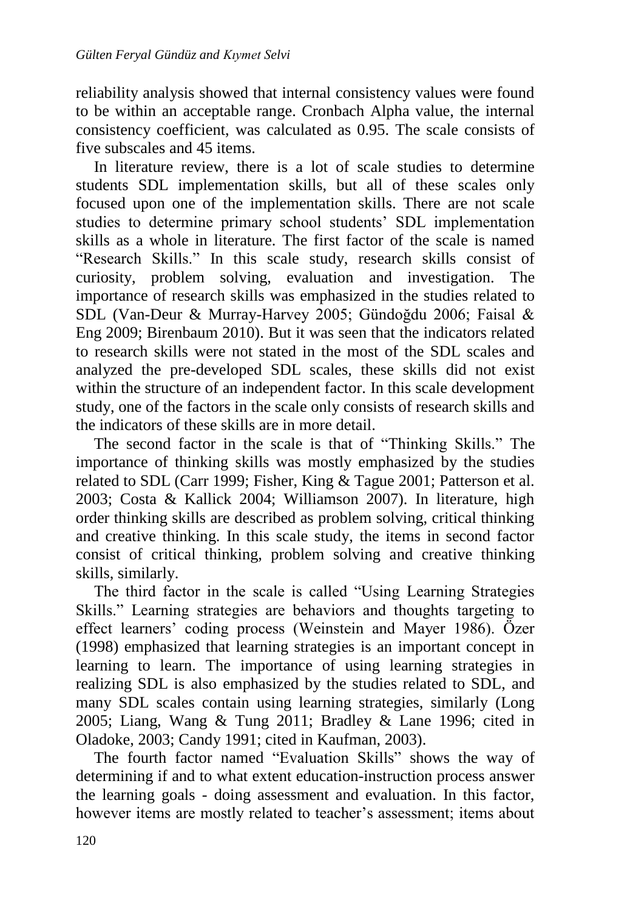reliability analysis showed that internal consistency values were found to be within an acceptable range. Cronbach Alpha value, the internal consistency coefficient, was calculated as 0.95. The scale consists of five subscales and 45 items.

In literature review, there is a lot of scale studies to determine students SDL implementation skills, but all of these scales only focused upon one of the implementation skills. There are not scale studies to determine primary school students' SDL implementation skills as a whole in literature. The first factor of the scale is named "Research Skills." In this scale study, research skills consist of curiosity, problem solving, evaluation and investigation. The importance of research skills was emphasized in the studies related to SDL (Van-Deur & Murray-Harvey 2005; Gündoğdu 2006; Faisal & Eng 2009; Birenbaum 2010). But it was seen that the indicators related to research skills were not stated in the most of the SDL scales and analyzed the pre-developed SDL scales, these skills did not exist within the structure of an independent factor. In this scale development study, one of the factors in the scale only consists of research skills and the indicators of these skills are in more detail.

The second factor in the scale is that of "Thinking Skills." The importance of thinking skills was mostly emphasized by the studies related to SDL (Carr 1999; Fisher, King & Tague 2001; Patterson et al. 2003; Costa & Kallick 2004; Williamson 2007). In literature, high order thinking skills are described as problem solving, critical thinking and creative thinking. In this scale study, the items in second factor consist of critical thinking, problem solving and creative thinking skills, similarly.

The third factor in the scale is called "Using Learning Strategies Skills." Learning strategies are behaviors and thoughts targeting to effect learners' coding process (Weinstein and Mayer 1986). Özer (1998) emphasized that learning strategies is an important concept in learning to learn. The importance of using learning strategies in realizing SDL is also emphasized by the studies related to SDL, and many SDL scales contain using learning strategies, similarly (Long 2005; Liang, Wang & Tung 2011; Bradley & Lane 1996; cited in Oladoke, 2003; Candy 1991; cited in Kaufman, 2003).

The fourth factor named "Evaluation Skills" shows the way of determining if and to what extent education-instruction process answer the learning goals - doing assessment and evaluation. In this factor, however items are mostly related to teacher's assessment; items about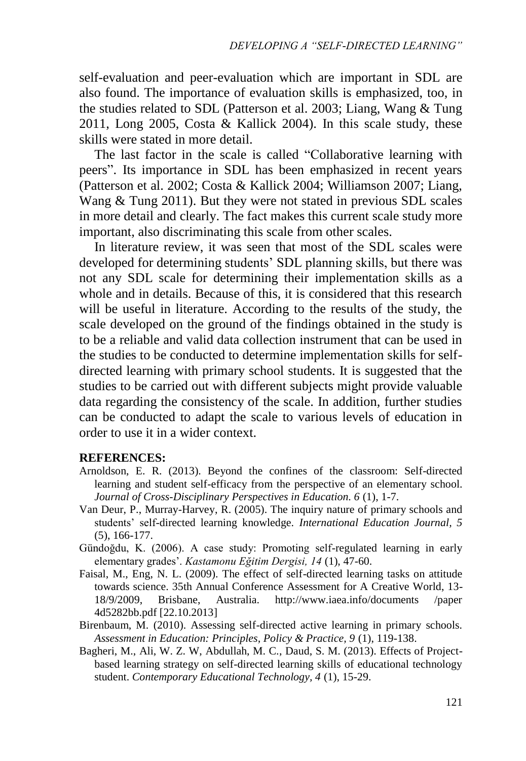self-evaluation and peer-evaluation which are important in SDL are also found. The importance of evaluation skills is emphasized, too, in the studies related to SDL (Patterson et al. 2003; Liang, Wang & Tung 2011, Long 2005, Costa & Kallick 2004). In this scale study, these skills were stated in more detail.

The last factor in the scale is called "Collaborative learning with peers". Its importance in SDL has been emphasized in recent years (Patterson et al. 2002; Costa & Kallick 2004; Williamson 2007; Liang, Wang & Tung 2011). But they were not stated in previous SDL scales in more detail and clearly. The fact makes this current scale study more important, also discriminating this scale from other scales.

In literature review, it was seen that most of the SDL scales were developed for determining students' SDL planning skills, but there was not any SDL scale for determining their implementation skills as a whole and in details. Because of this, it is considered that this research will be useful in literature. According to the results of the study, the scale developed on the ground of the findings obtained in the study is to be a reliable and valid data collection instrument that can be used in the studies to be conducted to determine implementation skills for self-directed learning with primary school students. It is suggested that the studies to be carried out with different subjects might provide valuable data regarding the consistency of the scale. In addition, further studies can be conducted to adapt the scale to various levels of education in order to use it in a wider context.

**REFERENCES:**

Arnoldson, E. R. (2013). Beyond the confines of the classroom: Self-directed learning and student self-efficacy from the perspective of an elementary school. *Journal of Cross-Disciplinary Perspectives in Education. 6* (1), 1-7.

Van Deur, P., Murray-Harvey, R. (2005). The inquiry nature of primary schools and students' self-directed learning knowledge. *International Education Journal, 5* (5), 166-177.

Gündoğdu, K. (2006). A case study: Promoting self-regulated learning in early elementary grades'. *Kastamonu Eğitim Dergisi, 14* (1), 47-60.

Faisal, M., Eng, N. L. (2009). The effect of self-directed learning tasks on attitude towards science. 35th Annual Conference Assessment for A Creative World, 13-18/9/2009, Brisbane, Australia. http://www.iaea.info/documents /paper 4d5282bb.pdf [22.10.2013]

Birenbaum, M. (2010). Assessing self-directed active learning in primary schools. *Assessment in Education: Principles, Policy & Practice, 9* (1), 119-138.

Bagheri, M., Ali, W. Z. W, Abdullah, M. C., Daud, S. M. (2013). Effects of Project-based learning strategy on self-directed learning skills of educational technology student. *Contemporary Educational Technology, 4* (1), 15-29.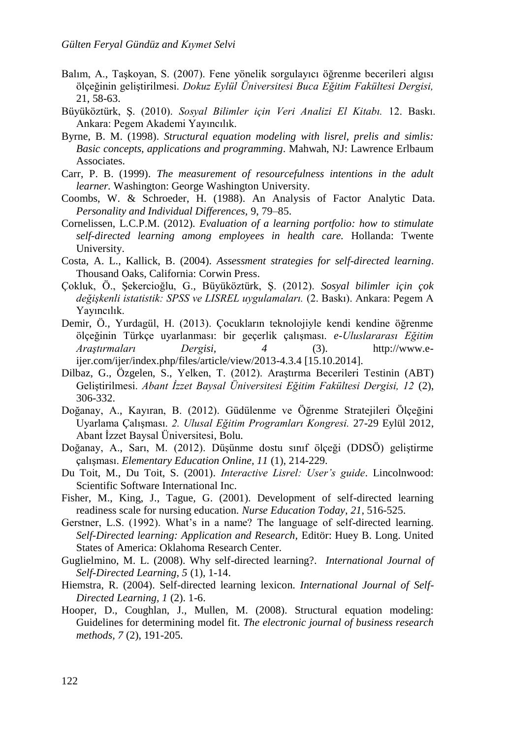Balım, A., Taşkoyan, S. (2007). Fene yönelik sorgulayıcı öğrenme becerileri algısı ölçeğinin geliştirilmesi. *Dokuz Eylül Üniversitesi Buca Eğitim Fakültesi Dergisi,* 21, 58-63.

Büyüköztürk, Ş. (2010). *Sosyal Bilimler için Veri Analizi El Kitabı.* 12. Baskı. Ankara: Pegem Akademi Yayıncılık.

Byrne, B. M. (1998). *Structural equation modeling with lisrel, prelis and simlis: Basic concepts, applications and programming*. Mahwah, NJ: Lawrence Erlbaum Associates.

Carr, P. B. (1999). *The measurement of resourcefulness intentions in the adult learner.* Washington: George Washington University.

Coombs, W. & Schroeder, H. (1988). An Analysis of Factor Analytic Data. *Personality and Individual Differences,* 9, 79–85.

Cornelissen, L.C.P.M. (2012). *Evaluation of a learning portfolio: how to stimulate self-directed learning among employees in health care.* Hollanda: Twente University.

Costa, A. L., Kallick, B. (2004). *Assessment strategies for self-directed learning*. Thousand Oaks, California: Corwin Press.

Çokluk, Ö., Şekercioğlu, G., Büyüköztürk, Ş. (2012). *Sosyal bilimler için çok değişkenli istatistik: SPSS ve LISREL uygulamaları.* (2. Baskı). Ankara: Pegem A Yayıncılık.

Demir, Ö., Yurdagül, H. (2013). Çocukların teknolojiyle kendi kendine öğrenme ölçeğinin Türkçe uyarlanması: bir geçerlik çalışması. *e-Uluslararası Eğitim Araştırmaları Dergisi, 4* (3). http://www.e-ijer.com/ijer/index.php/files/article/view/2013-4.3.4 [15.10.2014].

Dilbaz, G., Özgelen, S., Yelken, T. (2012). Araştırma Becerileri Testinin (ABT) Geliştirilmesi. *Abant İzzet Baysal Üniversitesi Eğitim Fakültesi Dergisi, 12* (2), 306-332.

Doğanay, A., Kayıran, B. (2012). Güdülenme ve Öğrenme Stratejileri Ölçeğini Uyarlama Çalışması. *2. Ulusal Eğitim Programları Kongresi.* 27-29 Eylül 2012, Abant İzzet Baysal Üniversitesi, Bolu.

Doğanay, A., Sarı, M. (2012). Düşünme dostu sınıf ölçeği (DDSÖ) geliştirme çalışması. *Elementary Education Online, 11* (1), 214-229.

Du Toit, M., Du Toit, S. (2001). *Interactive Lisrel: User's guide*. Lincolnwood: Scientific Software International Inc.

Fisher, M., King, J., Tague, G. (2001). Development of self-directed learning readiness scale for nursing education. *Nurse Education Today*, *21*, 516-525.

Gerstner, L.S. (1992). What's in a name? The language of self-directed learning. *Self-Directed learning: Application and Research,* Editör: Huey B. Long. United States of America: Oklahoma Research Center.

Guglielmino, M. L. (2008). Why self-directed learning?. *International Journal of Self-Directed Learning, 5* (1), 1-14.

Hiemstra, R. (2004). Self-directed learning lexicon. *International Journal of Self-Directed Learning, 1* (2). 1-6.

Hooper, D., Coughlan, J., Mullen, M. (2008). Structural equation modeling: Guidelines for determining model fit. *The electronic journal of business research methods, 7* (2), 191-205.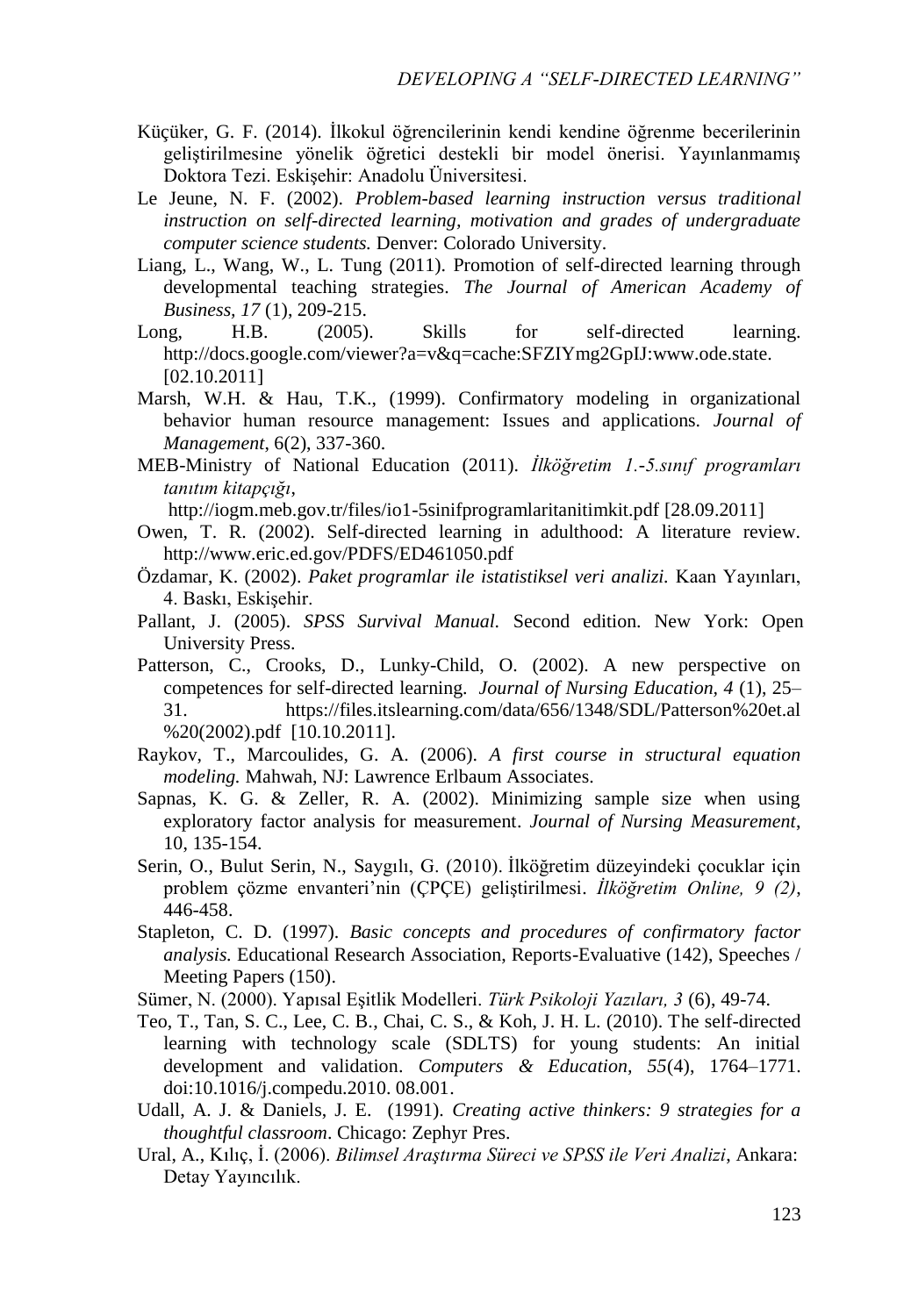Küçüker, G. F. (2014). İlkokul öğrencilerinin kendi kendine öğrenme becerilerinin geliştirilmesine yönelik öğretici destekli bir model önerisi. Yayınlanmamış Doktora Tezi. Eskişehir: Anadolu Üniversitesi.

Le Jeune, N. F. (2002). *Problem-based learning instruction versus traditional instruction on self-directed learning, motivation and grades of undergraduate computer science students.* Denver: Colorado University.

Liang, L., Wang, W., L. Tung (2011). Promotion of self-directed learning through developmental teaching strategies. *The Journal of American Academy of Business*, *17* (1), 209-215.

Long, H.B. (2005). Skills for self-directed learning. http://docs.google.com/viewer?a=v&q=cache:SFZIYmg2GpIJ:www.ode.state. [02.10.2011]

Marsh, W.H. & Hau, T.K., (1999). Confirmatory modeling in organizational behavior human resource management: Issues and applications. *Journal of Management*, 6(2), 337-360.

MEB-Ministry of National Education (2011). *İlköğretim 1.-5.sınıf programları tanıtım kitapçığı*, http://iogm.meb.gov.tr/files/io1-5sinifprogramlaritanitimkit.pdf [28.09.2011]

Owen, T. R. (2002). Self-directed learning in adulthood: A literature review. http://www.eric.ed.gov/PDFS/ED461050.pdf

Özdamar, K. (2002). *Paket programlar ile istatistiksel veri analizi.* Kaan Yayınları, 4. Baskı, Eskişehir.

Pallant, J. (2005). *SPSS Survival Manual.* Second edition. New York: Open University Press.

Patterson, C., Crooks, D., Lunky-Child, O. (2002). A new perspective on competences for self-directed learning. *Journal of Nursing Education, 4* (1), 25–31. https://files.itslearning.com/data/656/1348/SDL/Patterson%20et.al%20(2002).pdf [10.10.2011].

Raykov, T., Marcoulides, G. A. (2006). *A first course in structural equation modeling.* Mahwah, NJ: Lawrence Erlbaum Associates.

Sapnas, K. G. & Zeller, R. A. (2002). Minimizing sample size when using exploratory factor analysis for measurement. *Journal of Nursing Measurement*, 10, 135-154.

Serin, O., Bulut Serin, N., Saygılı, G. (2010). İlköğretim düzeyindeki çocuklar için problem çözme envanteri'nin (ÇPÇE) geliştirilmesi. *İlköğretim Online, 9 (2)*, 446-458.

Stapleton, C. D. (1997). *Basic concepts and procedures of confirmatory factor analysis.* Educational Research Association, Reports-Evaluative (142), Speeches / Meeting Papers (150).

Sümer, N. (2000). Yapısal Eşitlik Modelleri. *Türk Psikoloji Yazıları, 3* (6), 49-74.

Teo, T., Tan, S. C., Lee, C. B., Chai, C. S., & Koh, J. H. L. (2010). The self-directed learning with technology scale (SDLTS) for young students: An initial development and validation. *Computers & Education, 55*(4), 1764–1771. doi:10.1016/j.compedu.2010. 08.001.

Udall, A. J. & Daniels, J. E. (1991). *Creating active thinkers: 9 strategies for a thoughtful classroom*. Chicago: Zephyr Pres.

Ural, A., Kılıç, İ. (2006). *Bilimsel Araştırma Süreci ve SPSS ile Veri Analizi*, Ankara: Detay Yayıncılık.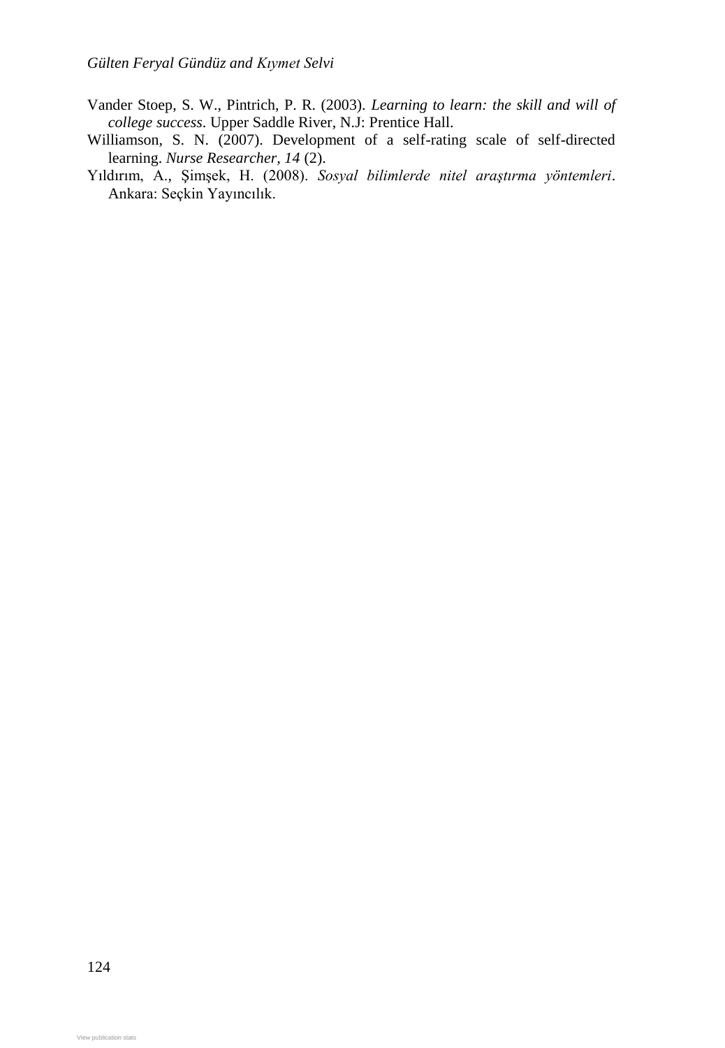Vander Stoep, S. W., Pintrich, P. R. (2003). *Learning to learn: the skill and will of college success*. Upper Saddle River, N.J: Prentice Hall.

Williamson, S. N. (2007). Development of a self-rating scale of self-directed learning. *Nurse Researcher*, *14* (2).

Yıldırım, A., Şimşek, H. (2008). *Sosyal bilimlerde nitel araştırma yöntemleri*. Ankara: Seçkin Yayıncılık.